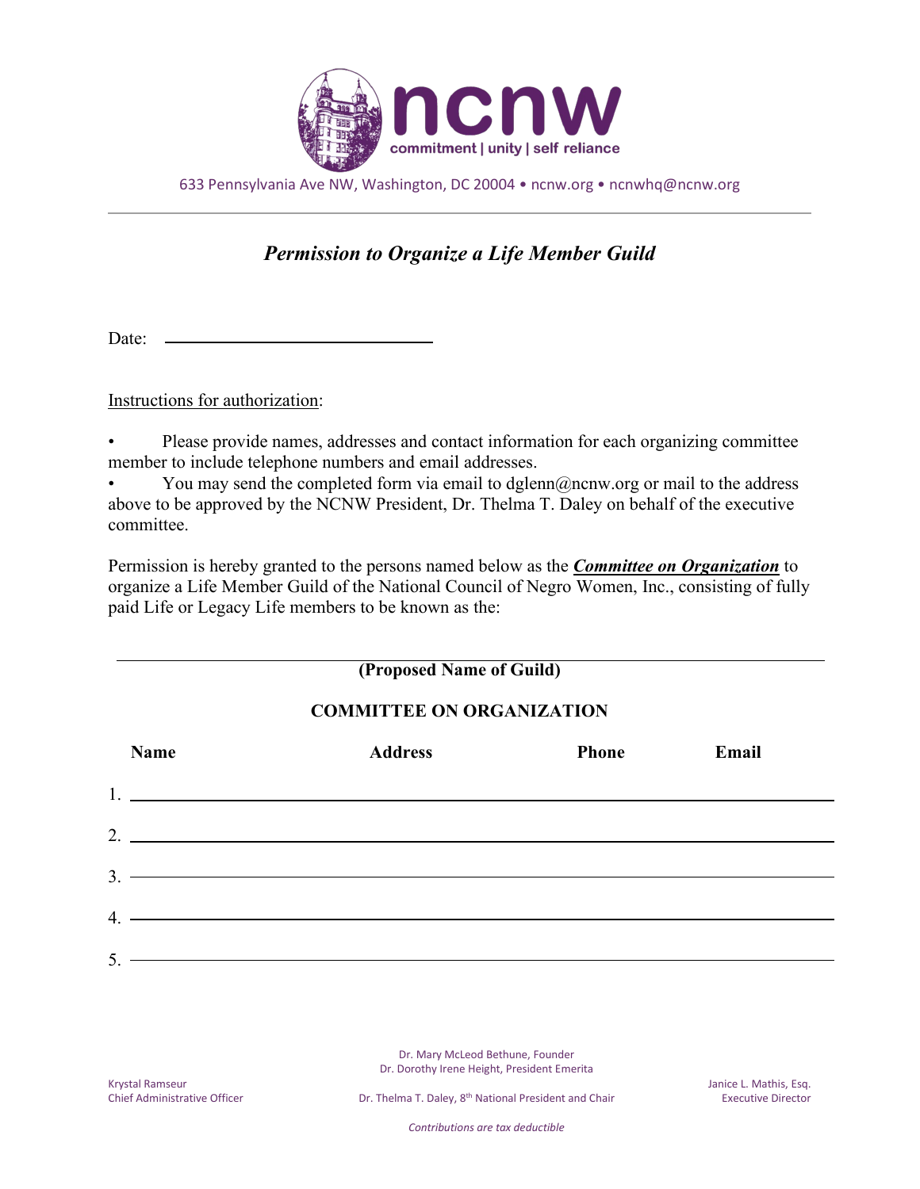# ncnw

commitment | unity | self reliance

633 Pennsylvania Ave NW, Washington, DC 20004 • ncnw.org • ncnwhq@ncnw.org

---

## *Permission to Organize a Life Member Guild*

Date: ______________________________

Instructions for authorization:

- Please provide names, addresses and contact information for each organizing committee member to include telephone numbers and email addresses.
- You may send the completed form via email to dglenn@ncnw.org or mail to the address above to be approved by the NCNW President, Dr. Thelma T. Daley on behalf of the executive committee.

Permission is hereby granted to the persons named below as the ***Committee on Organization*** to organize a Life Member Guild of the National Council of Negro Women, Inc., consisting of fully paid Life or Legacy Life members to be known as the:

______________________________________________________________

**(Proposed Name of Guild)**

**COMMITTEE ON ORGANIZATION**

| | Name | Address | Phone | Email |
|---|---|---|---|---|
| 1. | | | | |
| 2. | | | | |
| 3. | | | | |
| 4. | | | | |
| 5. | | | | |

Dr. Mary McLeod Bethune, Founder
Dr. Dorothy Irene Height, President Emerita

Krystal Ramseur
Chief Administrative Officer

Dr. Thelma T. Daley, 8th National President and Chair

Janice L. Mathis, Esq.
Executive Director

*Contributions are tax deductible*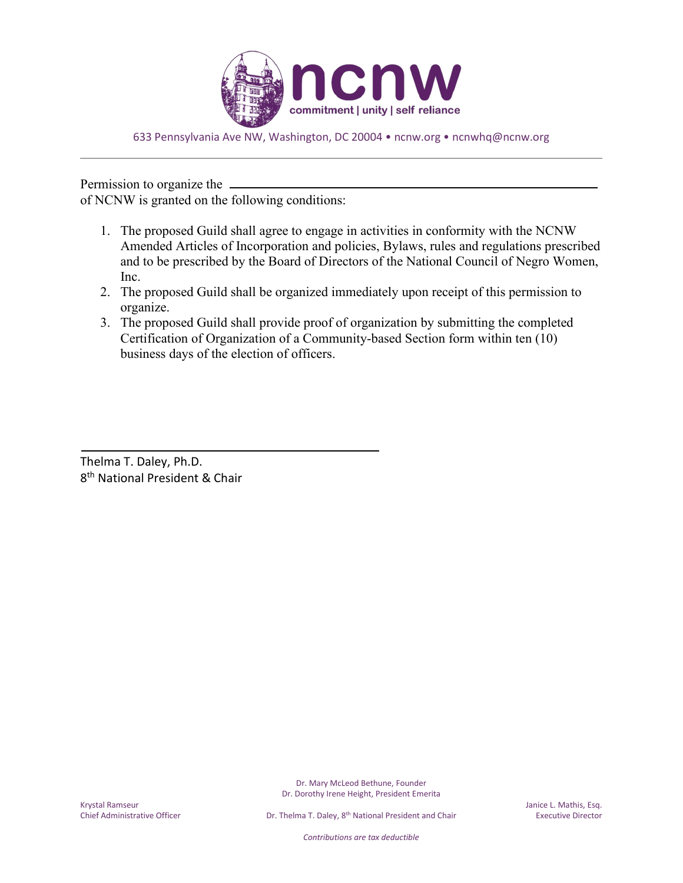ncnw

commitment | unity | self reliance

633 Pennsylvania Ave NW, Washington, DC 20004 • ncnw.org • ncnwhq@ncnw.org

---

Permission to organize the \_\_\_\_\_\_\_\_\_\_\_\_\_\_\_\_\_\_\_\_\_\_\_\_\_\_\_\_\_\_\_\_\_\_\_\_\_\_\_\_\_\_\_\_\_\_\_\_
of NCNW is granted on the following conditions:

1. The proposed Guild shall agree to engage in activities in conformity with the NCNW Amended Articles of Incorporation and policies, Bylaws, rules and regulations prescribed and to be prescribed by the Board of Directors of the National Council of Negro Women, Inc.
2. The proposed Guild shall be organized immediately upon receipt of this permission to organize.
3. The proposed Guild shall provide proof of organization by submitting the completed Certification of Organization of a Community-based Section form within ten (10) business days of the election of officers.

\_\_\_\_\_\_\_\_\_\_\_\_\_\_\_\_\_\_\_\_\_\_\_\_\_\_\_\_\_\_\_\_\_\_\_\_\_\_\_\_

Thelma T. Daley, Ph.D.
8th National President & Chair

Dr. Mary McLeod Bethune, Founder
Dr. Dorothy Irene Height, President Emerita

Krystal Ramseur
Chief Administrative Officer

Dr. Thelma T. Daley, 8th National President and Chair

Janice L. Mathis, Esq.
Executive Director

*Contributions are tax deductible*